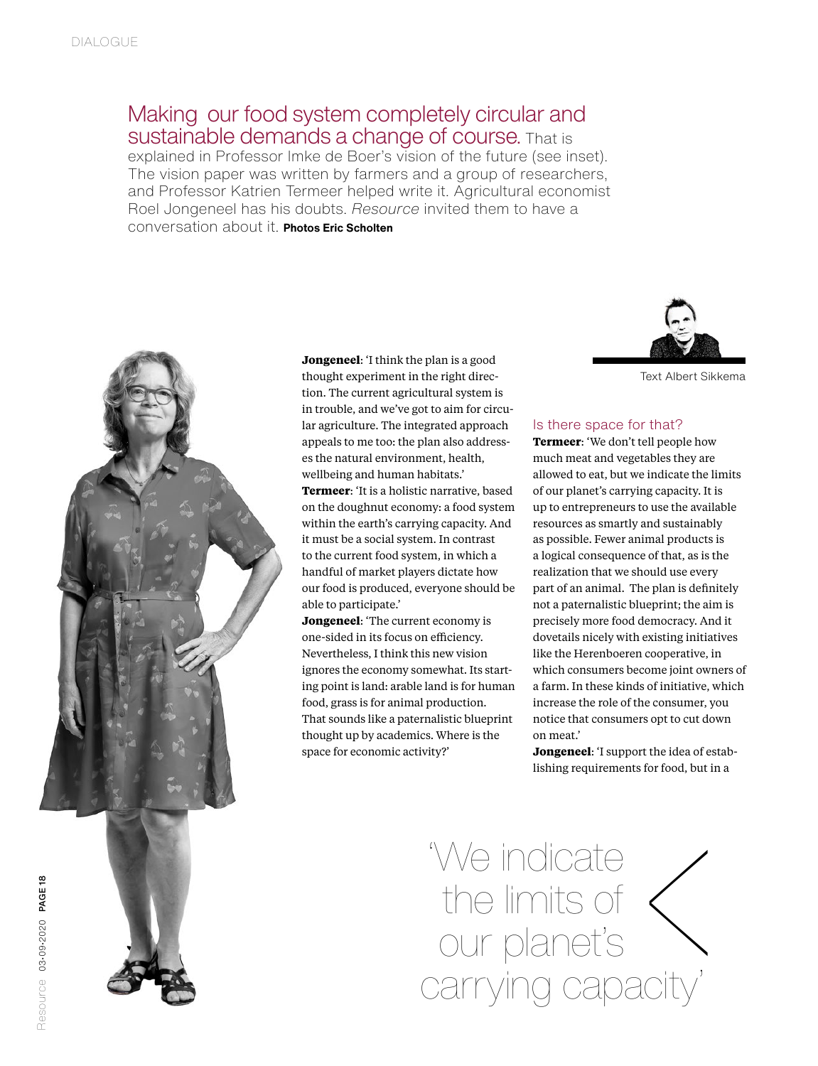DIALOGUE

# Making our food system completely circular and sustainable demands a change of course.

That is explained in Professor Imke de Boer's vision of the future (see inset). The vision paper was written by farmers and a group of researchers, and Professor Katrien Termeer helped write it. Agricultural economist Roel Jongeneel has his doubts. *Resource* invited them to have a conversation about it. **Photos Eric Scholten**

Text Albert Sikkema

**Jongeneel**: 'I think the plan is a good thought experiment in the right direction. The current agricultural system is in trouble, and we've got to aim for circular agriculture. The integrated approach appeals to me too: the plan also addresses the natural environment, health, wellbeing and human habitats.'

**Termeer**: 'It is a holistic narrative, based on the doughnut economy: a food system within the earth's carrying capacity. And it must be a social system. In contrast to the current food system, in which a handful of market players dictate how our food is produced, everyone should be able to participate.'

**Jongeneel**: 'The current economy is one-sided in its focus on efficiency. Nevertheless, I think this new vision ignores the economy somewhat. Its starting point is land: arable land is for human food, grass is for animal production. That sounds like a paternalistic blueprint thought up by academics. Where is the space for economic activity?'

## Is there space for that?

**Termeer**: 'We don't tell people how much meat and vegetables they are allowed to eat, but we indicate the limits of our planet's carrying capacity. It is up to entrepreneurs to use the available resources as smartly and sustainably as possible. Fewer animal products is a logical consequence of that, as is the realization that we should use every part of an animal. The plan is definitely not a paternalistic blueprint; the aim is precisely more food democracy. And it dovetails nicely with existing initiatives like the Herenboeren cooperative, in which consumers become joint owners of a farm. In these kinds of initiative, which increase the role of the consumer, you notice that consumers opt to cut down on meat.'

**Jongeneel**: 'I support the idea of establishing requirements for food, but in a

'We indicate the limits of our planet's carrying capacity'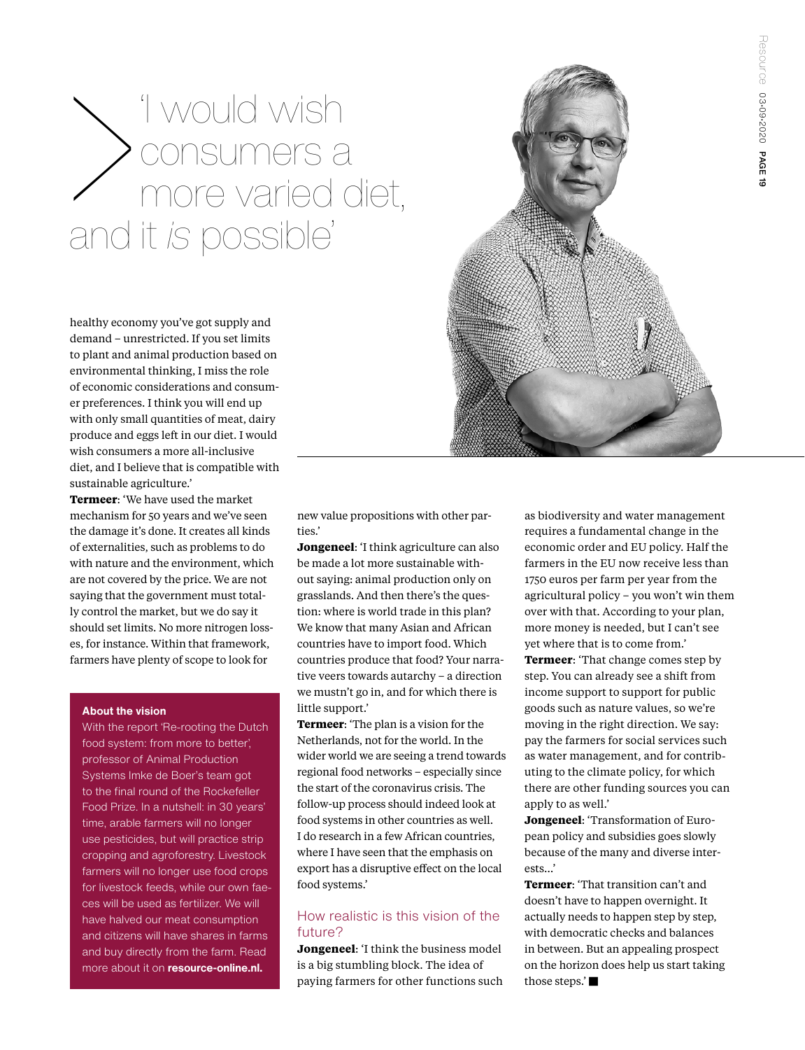# 'I would wish consumers a more varied diet, and it *is* possible'

healthy economy you've got supply and demand – unrestricted. If you set limits to plant and animal production based on environmental thinking, I miss the role of economic considerations and consumer preferences. I think you will end up with only small quantities of meat, dairy produce and eggs left in our diet. I would wish consumers a more all-inclusive diet, and I believe that is compatible with sustainable agriculture.'

**Termeer**: 'We have used the market mechanism for 50 years and we've seen the damage it's done. It creates all kinds of externalities, such as problems to do with nature and the environment, which are not covered by the price. We are not saying that the government must totally control the market, but we do say it should set limits. No more nitrogen losses, for instance. Within that framework, farmers have plenty of scope to look for new value propositions with other parties.'

**Jongeneel**: 'I think agriculture can also be made a lot more sustainable without saying: animal production only on grasslands. And then there's the question: where is world trade in this plan? We know that many Asian and African countries have to import food. Which countries produce that food? Your narrative veers towards autarchy – a direction we mustn't go in, and for which there is little support.'

**Termeer**: 'The plan is a vision for the Netherlands, not for the world. In the wider world we are seeing a trend towards regional food networks – especially since the start of the coronavirus crisis. The follow-up process should indeed look at food systems in other countries as well. I do research in a few African countries, where I have seen that the emphasis on export has a disruptive effect on the local food systems.'

## How realistic is this vision of the future?

**Jongeneel**: 'I think the business model is a big stumbling block. The idea of paying farmers for other functions such as biodiversity and water management requires a fundamental change in the economic order and EU policy. Half the farmers in the EU now receive less than 1750 euros per farm per year from the agricultural policy – you won't win them over with that. According to your plan, more money is needed, but I can't see yet where that is to come from.'

**Termeer**: 'That change comes step by step. You can already see a shift from income support to support for public goods such as nature values, so we're moving in the right direction. We say: pay the farmers for social services such as water management, and for contributing to the climate policy, for which there are other funding sources you can apply to as well.'

**Jongeneel**: 'Transformation of European policy and subsidies goes slowly because of the many and diverse interests...'

**Termeer**: 'That transition can't and doesn't have to happen overnight. It actually needs to happen step by step, with democratic checks and balances in between. But an appealing prospect on the horizon does help us start taking those steps.' ■

### About the vision

With the report 'Re-rooting the Dutch food system: from more to better', professor of Animal Production Systems Imke de Boer's team got to the final round of the Rockefeller Food Prize. In a nutshell: in 30 years' time, arable farmers will no longer use pesticides, but will practice strip cropping and agroforestry. Livestock farmers will no longer use food crops for livestock feeds, while our own faeces will be used as fertilizer. We will have halved our meat consumption and citizens will have shares in farms and buy directly from the farm. Read more about it on **resource-online.nl.**